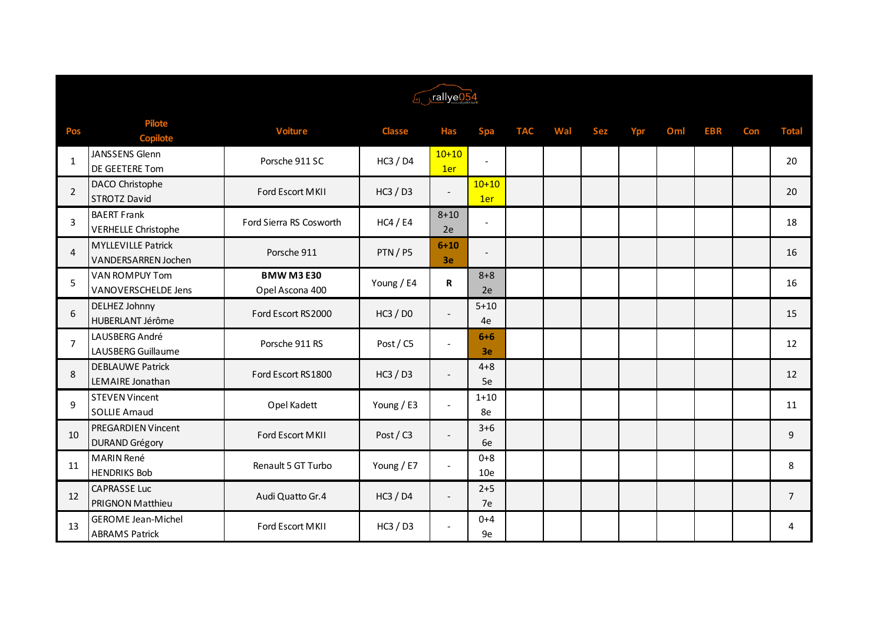rallye054

| Pos | Pilote Copilote | Voiture | Classe | Has | Spa | TAC | Wal | Sez | Ypr | Oml | EBR | Con | Total |
|---|---|---|---|---|---|---|---|---|---|---|---|---|---|
| 1 | JANSSENS Glenn DE GEETERE Tom | Porsche 911 SC | HC3 / D4 | 10+10 1er | - | | | | | | | | 20 |
| 2 | DACO Christophe STROTZ David | Ford Escort MKII | HC3 / D3 | - | 10+10 1er | | | | | | | | 20 |
| 3 | BAERT Frank VERHELLE Christophe | Ford Sierra RS Cosworth | HC4 / E4 | 8+10 2e | - | | | | | | | | 18 |
| 4 | MYLLEVILLE Patrick VANDERSARREN Jochen | Porsche 911 | PTN / P5 | **6+10 3e** | - | | | | | | | | 16 |
| 5 | VAN ROMPUY Tom VANOVERSCHELDE Jens | **BMW M3 E30** Opel Ascona 400 | Young / E4 | **R** | 8+8 2e | | | | | | | | 16 |
| 6 | DELHEZ Johnny HUBERLANT Jérôme | Ford Escort RS2000 | HC3 / D0 | - | 5+10 4e | | | | | | | | 15 |
| 7 | LAUSBERG André LAUSBERG Guillaume | Porsche 911 RS | Post / C5 | - | **6+6 3e** | | | | | | | | 12 |
| 8 | DEBLAUWE Patrick LEMAIRE Jonathan | Ford Escort RS1800 | HC3 / D3 | - | 4+8 5e | | | | | | | | 12 |
| 9 | STEVEN Vincent SOLLIE Arnaud | Opel Kadett | Young / E3 | - | 1+10 8e | | | | | | | | 11 |
| 10 | PREGARDIEN Vincent DURAND Grégory | Ford Escort MKII | Post / C3 | - | 3+6 6e | | | | | | | | 9 |
| 11 | MARIN René HENDRIKS Bob | Renault 5 GT Turbo | Young / E7 | - | 0+8 10e | | | | | | | | 8 |
| 12 | CAPRASSE Luc PRIGNON Matthieu | Audi Quatto Gr.4 | HC3 / D4 | - | 2+5 7e | | | | | | | | 7 |
| 13 | GEROME Jean-Michel ABRAMS Patrick | Ford Escort MKII | HC3 / D3 | - | 0+4 9e | | | | | | | | 4 |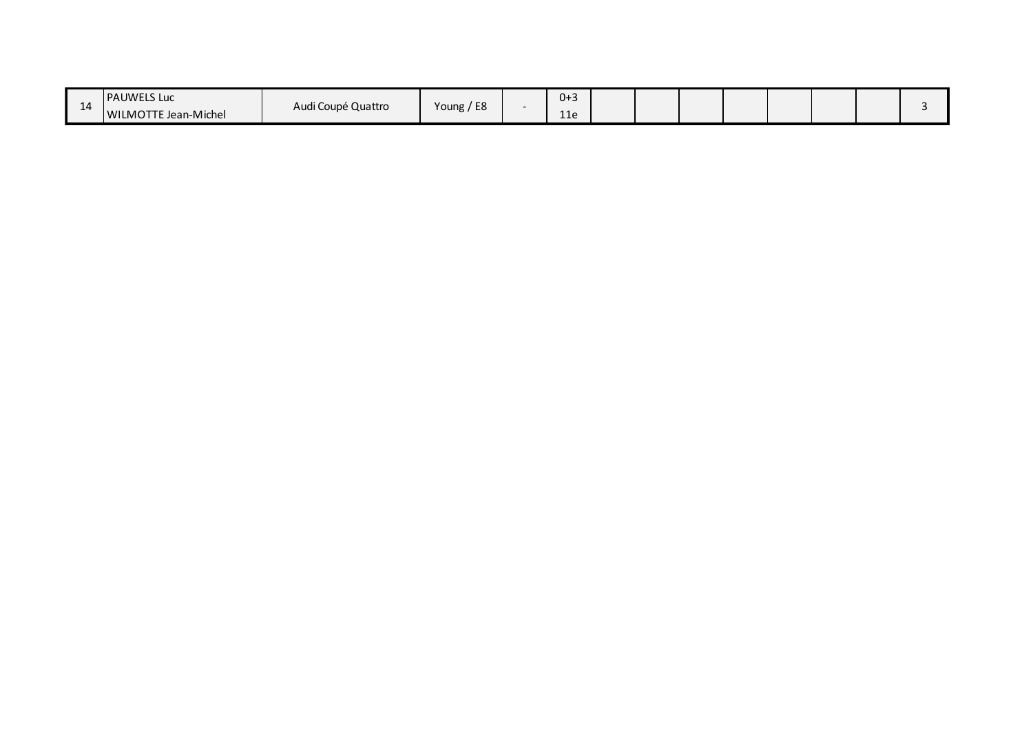| | | | | | | | | | | | | | | |
|---|---|---|---|---|---|---|---|---|---|---|---|---|---|---|
| 14 | PAUWELS Luc<br>WILMOTTE Jean-Michel | Audi Coupé Quattro | Young / E8 | - | 0+3<br>11e | | | | | | | | | 3 |